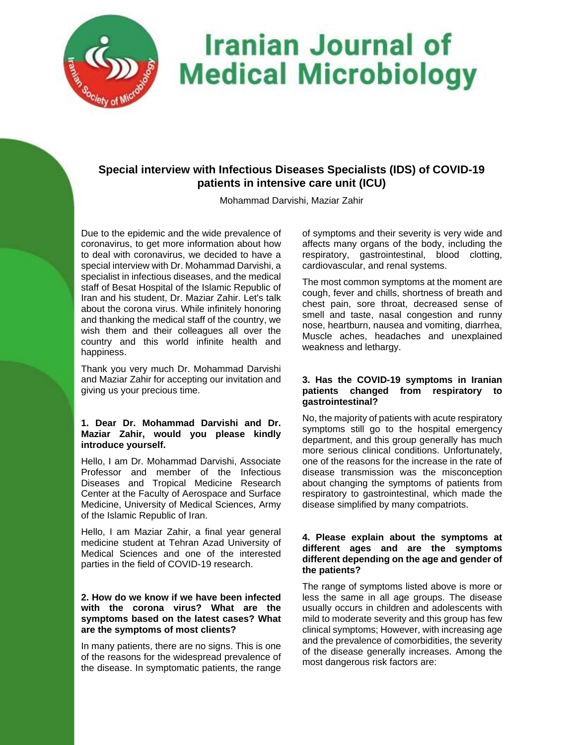# Iranian Journal of Medical Microbiology

## Special interview with Infectious Diseases Specialists (IDS) of COVID-19 patients in intensive care unit (ICU)

Mohammad Darvishi, Maziar Zahir

Due to the epidemic and the wide prevalence of coronavirus, to get more information about how to deal with coronavirus, we decided to have a special interview with Dr. Mohammad Darvishi, a specialist in infectious diseases, and the medical staff of Besat Hospital of the Islamic Republic of Iran and his student, Dr. Maziar Zahir. Let's talk about the corona virus. While infinitely honoring and thanking the medical staff of the country, we wish them and their colleagues all over the country and this world infinite health and happiness.

Thank you very much Dr. Mohammad Darvishi and Maziar Zahir for accepting our invitation and giving us your precious time.

**1. Dear Dr. Mohammad Darvishi and Dr. Maziar Zahir, would you please kindly introduce yourself.**

Hello, I am Dr. Mohammad Darvishi, Associate Professor and member of the Infectious Diseases and Tropical Medicine Research Center at the Faculty of Aerospace and Surface Medicine, University of Medical Sciences, Army of the Islamic Republic of Iran.

Hello, I am Maziar Zahir, a final year general medicine student at Tehran Azad University of Medical Sciences and one of the interested parties in the field of COVID-19 research.

**2. How do we know if we have been infected with the corona virus? What are the symptoms based on the latest cases? What are the symptoms of most clients?**

In many patients, there are no signs. This is one of the reasons for the widespread prevalence of the disease. In symptomatic patients, the range of symptoms and their severity is very wide and affects many organs of the body, including the respiratory, gastrointestinal, blood clotting, cardiovascular, and renal systems.

The most common symptoms at the moment are cough, fever and chills, shortness of breath and chest pain, sore throat, decreased sense of smell and taste, nasal congestion and runny nose, heartburn, nausea and vomiting, diarrhea, Muscle aches, headaches and unexplained weakness and lethargy.

**3. Has the COVID-19 symptoms in Iranian patients changed from respiratory to gastrointestinal?**

No, the majority of patients with acute respiratory symptoms still go to the hospital emergency department, and this group generally has much more serious clinical conditions. Unfortunately, one of the reasons for the increase in the rate of disease transmission was the misconception about changing the symptoms of patients from respiratory to gastrointestinal, which made the disease simplified by many compatriots.

**4. Please explain about the symptoms at different ages and are the symptoms different depending on the age and gender of the patients?**

The range of symptoms listed above is more or less the same in all age groups. The disease usually occurs in children and adolescents with mild to moderate severity and this group has few clinical symptoms; However, with increasing age and the prevalence of comorbidities, the severity of the disease generally increases. Among the most dangerous risk factors are: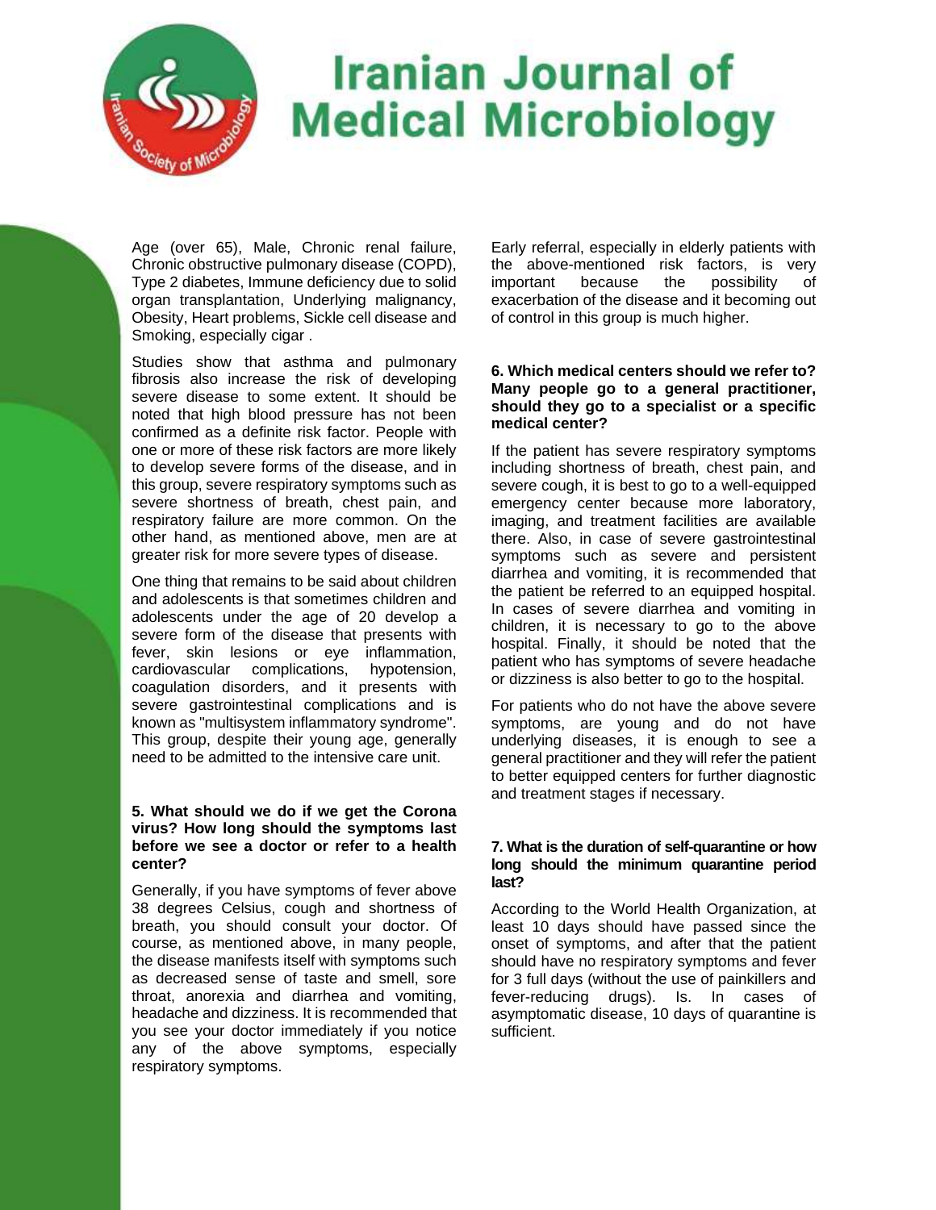Age (over 65), Male, Chronic renal failure, Chronic obstructive pulmonary disease (COPD), Type 2 diabetes, Immune deficiency due to solid organ transplantation, Underlying malignancy, Obesity, Heart problems, Sickle cell disease and Smoking, especially cigar .

Studies show that asthma and pulmonary fibrosis also increase the risk of developing severe disease to some extent. It should be noted that high blood pressure has not been confirmed as a definite risk factor. People with one or more of these risk factors are more likely to develop severe forms of the disease, and in this group, severe respiratory symptoms such as severe shortness of breath, chest pain, and respiratory failure are more common. On the other hand, as mentioned above, men are at greater risk for more severe types of disease.

One thing that remains to be said about children and adolescents is that sometimes children and adolescents under the age of 20 develop a severe form of the disease that presents with fever, skin lesions or eye inflammation, cardiovascular complications, hypotension, coagulation disorders, and it presents with severe gastrointestinal complications and is known as "multisystem inflammatory syndrome". This group, despite their young age, generally need to be admitted to the intensive care unit.

**5. What should we do if we get the Corona virus? How long should the symptoms last before we see a doctor or refer to a health center?**

Generally, if you have symptoms of fever above 38 degrees Celsius, cough and shortness of breath, you should consult your doctor. Of course, as mentioned above, in many people, the disease manifests itself with symptoms such as decreased sense of taste and smell, sore throat, anorexia and diarrhea and vomiting, headache and dizziness. It is recommended that you see your doctor immediately if you notice any of the above symptoms, especially respiratory symptoms.

Early referral, especially in elderly patients with the above-mentioned risk factors, is very important because the possibility of exacerbation of the disease and it becoming out of control in this group is much higher.

**6. Which medical centers should we refer to? Many people go to a general practitioner, should they go to a specialist or a specific medical center?**

If the patient has severe respiratory symptoms including shortness of breath, chest pain, and severe cough, it is best to go to a well-equipped emergency center because more laboratory, imaging, and treatment facilities are available there. Also, in case of severe gastrointestinal symptoms such as severe and persistent diarrhea and vomiting, it is recommended that the patient be referred to an equipped hospital. In cases of severe diarrhea and vomiting in children, it is necessary to go to the above hospital. Finally, it should be noted that the patient who has symptoms of severe headache or dizziness is also better to go to the hospital.

For patients who do not have the above severe symptoms, are young and do not have underlying diseases, it is enough to see a general practitioner and they will refer the patient to better equipped centers for further diagnostic and treatment stages if necessary.

**7. What is the duration of self-quarantine or how long should the minimum quarantine period last?**

According to the World Health Organization, at least 10 days should have passed since the onset of symptoms, and after that the patient should have no respiratory symptoms and fever for 3 full days (without the use of painkillers and fever-reducing drugs). Is. In cases of asymptomatic disease, 10 days of quarantine is sufficient.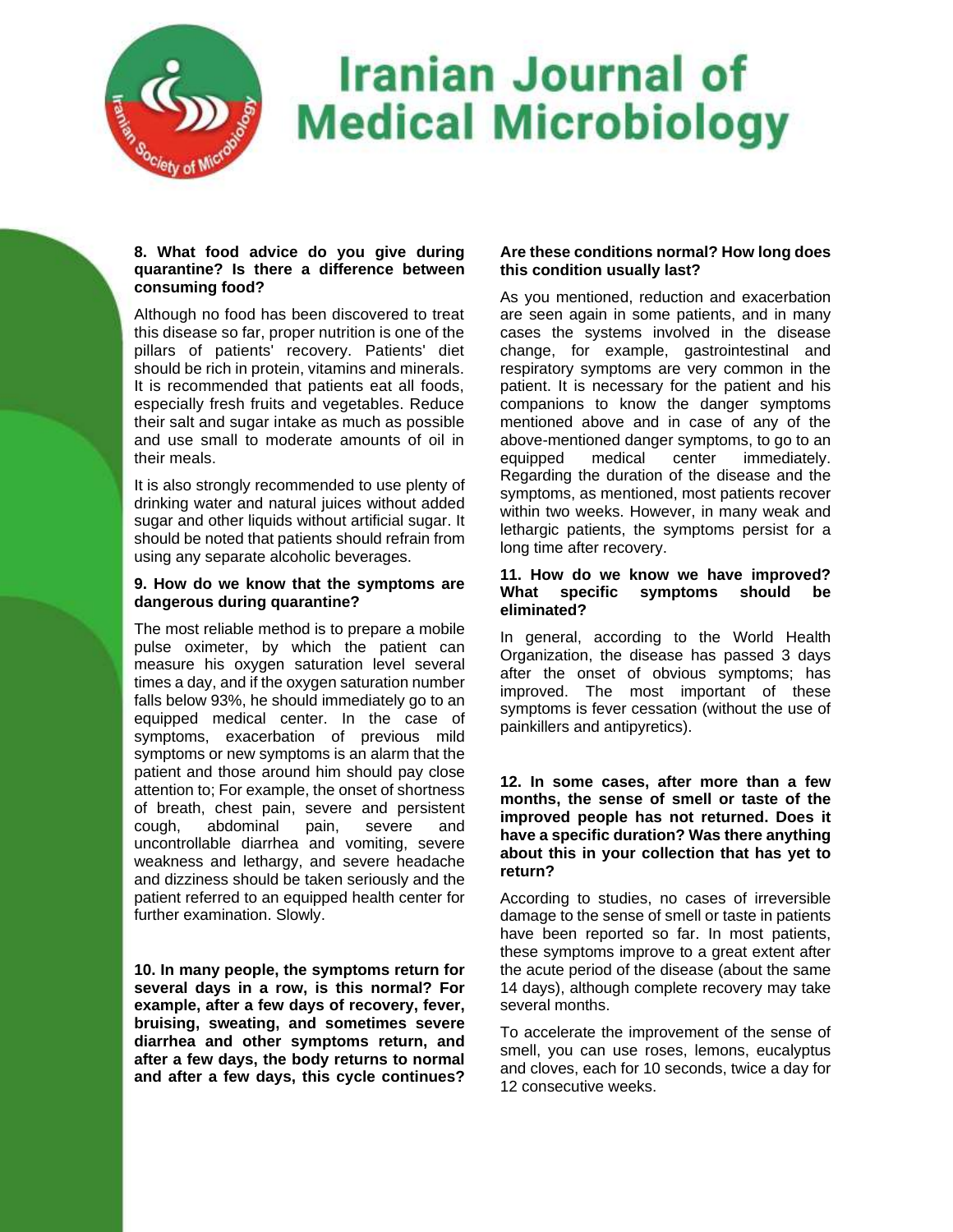**8. What food advice do you give during quarantine? Is there a difference between consuming food?**

Although no food has been discovered to treat this disease so far, proper nutrition is one of the pillars of patients' recovery. Patients' diet should be rich in protein, vitamins and minerals. It is recommended that patients eat all foods, especially fresh fruits and vegetables. Reduce their salt and sugar intake as much as possible and use small to moderate amounts of oil in their meals.

It is also strongly recommended to use plenty of drinking water and natural juices without added sugar and other liquids without artificial sugar. It should be noted that patients should refrain from using any separate alcoholic beverages.

**9. How do we know that the symptoms are dangerous during quarantine?**

The most reliable method is to prepare a mobile pulse oximeter, by which the patient can measure his oxygen saturation level several times a day, and if the oxygen saturation number falls below 93%, he should immediately go to an equipped medical center. In the case of symptoms, exacerbation of previous mild symptoms or new symptoms is an alarm that the patient and those around him should pay close attention to; For example, the onset of shortness of breath, chest pain, severe and persistent cough, abdominal pain, severe and uncontrollable diarrhea and vomiting, severe weakness and lethargy, and severe headache and dizziness should be taken seriously and the patient referred to an equipped health center for further examination. Slowly.

**10. In many people, the symptoms return for several days in a row, is this normal? For example, after a few days of recovery, fever, bruising, sweating, and sometimes severe diarrhea and other symptoms return, and after a few days, the body returns to normal and after a few days, this cycle continues? Are these conditions normal? How long does this condition usually last?**

As you mentioned, reduction and exacerbation are seen again in some patients, and in many cases the systems involved in the disease change, for example, gastrointestinal and respiratory symptoms are very common in the patient. It is necessary for the patient and his companions to know the danger symptoms mentioned above and in case of any of the above-mentioned danger symptoms, to go to an equipped medical center immediately. Regarding the duration of the disease and the symptoms, as mentioned, most patients recover within two weeks. However, in many weak and lethargic patients, the symptoms persist for a long time after recovery.

**11. How do we know we have improved? What specific symptoms should be eliminated?**

In general, according to the World Health Organization, the disease has passed 3 days after the onset of obvious symptoms; has improved. The most important of these symptoms is fever cessation (without the use of painkillers and antipyretics).

**12. In some cases, after more than a few months, the sense of smell or taste of the improved people has not returned. Does it have a specific duration? Was there anything about this in your collection that has yet to return?**

According to studies, no cases of irreversible damage to the sense of smell or taste in patients have been reported so far. In most patients, these symptoms improve to a great extent after the acute period of the disease (about the same 14 days), although complete recovery may take several months.

To accelerate the improvement of the sense of smell, you can use roses, lemons, eucalyptus and cloves, each for 10 seconds, twice a day for 12 consecutive weeks.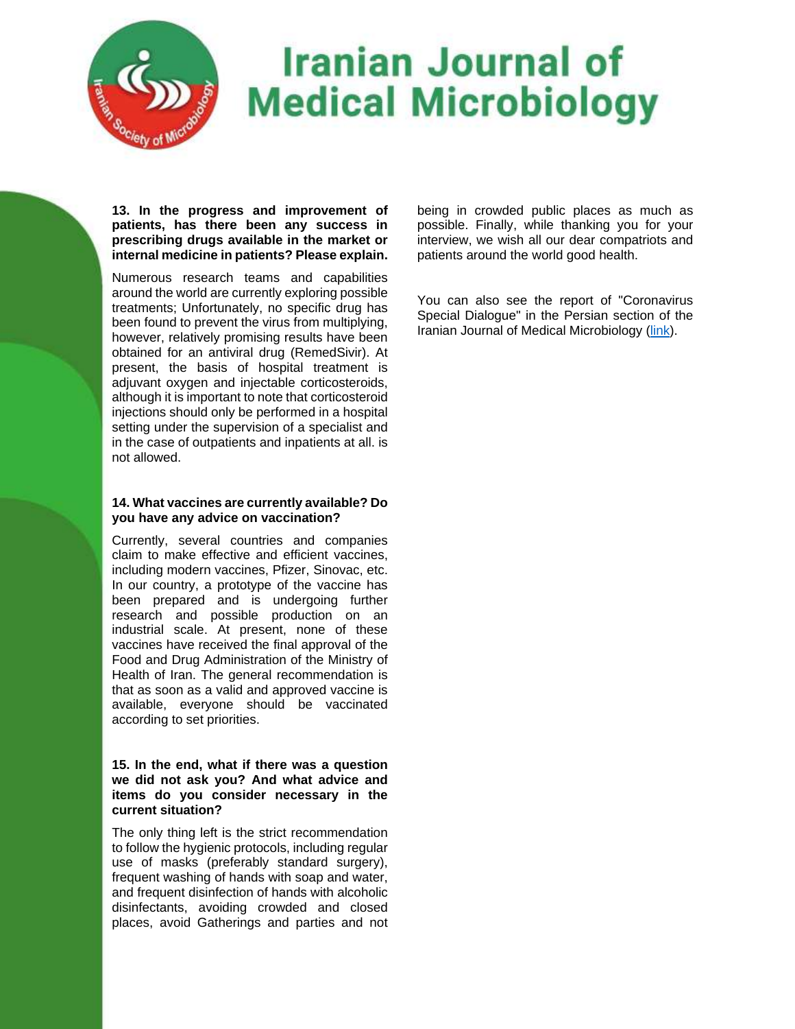**13. In the progress and improvement of patients, has there been any success in prescribing drugs available in the market or internal medicine in patients? Please explain.**

Numerous research teams and capabilities around the world are currently exploring possible treatments; Unfortunately, no specific drug has been found to prevent the virus from multiplying, however, relatively promising results have been obtained for an antiviral drug (RemedSivir). At present, the basis of hospital treatment is adjuvant oxygen and injectable corticosteroids, although it is important to note that corticosteroid injections should only be performed in a hospital setting under the supervision of a specialist and in the case of outpatients and inpatients at all. is not allowed.

**14. What vaccines are currently available? Do you have any advice on vaccination?**

Currently, several countries and companies claim to make effective and efficient vaccines, including modern vaccines, Pfizer, Sinovac, etc. In our country, a prototype of the vaccine has been prepared and is undergoing further research and possible production on an industrial scale. At present, none of these vaccines have received the final approval of the Food and Drug Administration of the Ministry of Health of Iran. The general recommendation is that as soon as a valid and approved vaccine is available, everyone should be vaccinated according to set priorities.

**15. In the end, what if there was a question we did not ask you? And what advice and items do you consider necessary in the current situation?**

The only thing left is the strict recommendation to follow the hygienic protocols, including regular use of masks (preferably standard surgery), frequent washing of hands with soap and water, and frequent disinfection of hands with alcoholic disinfectants, avoiding crowded and closed places, avoid Gatherings and parties and not being in crowded public places as much as possible. Finally, while thanking you for your interview, we wish all our dear compatriots and patients around the world good health.

You can also see the report of "Coronavirus Special Dialogue" in the Persian section of the Iranian Journal of Medical Microbiology (link).